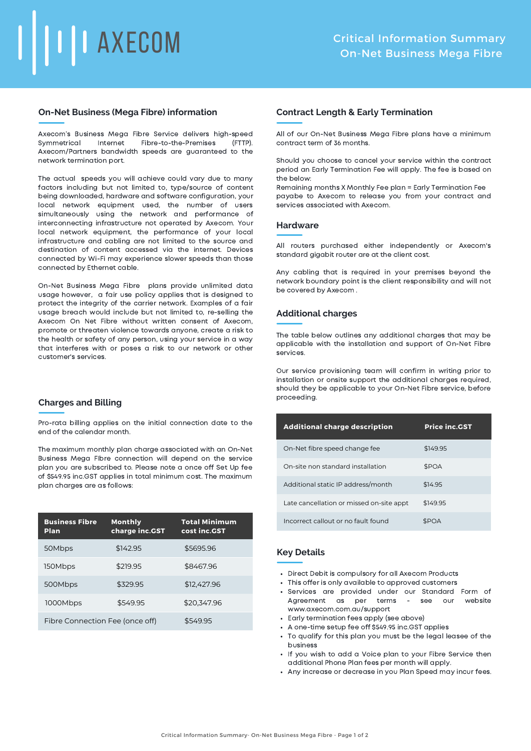# AXECOM

## Critical Information Summary
## On-Net Business Mega Fibre

### On-Net Business (Mega Fibre) information

Axecom's Business Mega Fibre Service delivers high-speed Symmetrical Internet Fibre-to-the-Premises (FTTP). Axecom/Partners bandwidth speeds are guaranteed to the network termination port.

The actual speeds you will achieve could vary due to many factors including but not limited to, type/source of content being downloaded, hardware and software configuration, your local network equipment used, the number of users simultaneously using the network and performance of interconnecting infrastructure not operated by Axecom. Your local network equipment, the performance of your local infrastructure and cabling are not limited to the source and destination of content accessed via the internet. Devices connected by Wi-Fi may experience slower speeds than those connected by Ethernet cable.

On-Net Business Mega Fibre plans provide unlimited data usage however, a fair use policy applies that is designed to protect the integrity of the carrier network. Examples of a fair usage breach would include but not limited to, re-selling the Axecom On Net Fibre without written consent of Axecom, promote or threaten violence towards anyone, create a risk to the health or safety of any person, using your service in a way that interferes with or poses a risk to our network or other customer's services.

### Charges and Billing

Pro-rata billing applies on the initial connection date to the end of the calendar month.

The maximum monthly plan charge associated with an On-Net Business Mega Fibre connection will depend on the service plan you are subscribed to. Please note a once off Set Up fee of $549.95 inc.GST applies in total minimum cost. The maximum plan charges are as follows:

| Business Fibre Plan | Monthly charge inc.GST | Total Minimum cost inc.GST |
|---|---|---|
| 50Mbps | $142.95 | $5695.96 |
| 150Mbps | $219.95 | $8467.96 |
| 500Mbps | $329.95 | $12,427.96 |
| 1000Mbps | $549.95 | $20,347.96 |
| Fibre Connection Fee (once off) | $549.95 | |

### Contract Length & Early Termination

All of our On-Net Business Mega Fibre plans have a minimum contract term of 36 months.

Should you choose to cancel your service within the contract period an Early Termination Fee will apply. The fee is based on the below:
Remaining months X Monthly Fee plan = Early Termination Fee payabe to Axecom to release you from your contract and services associated with Axecom.

### Hardware

All routers purchased either independently or Axecom's standard gigabit router are at the client cost.

Any cabling that is required in your premises beyond the network boundary point is the client responsibility and will not be covered by Axecom .

### Additional charges

The table below outlines any additional charges that may be applicable with the installation and support of On-Net Fibre services.

Our service provisioning team will confirm in writing prior to installation or onsite support the additional charges required, should they be applicable to your On-Net Fibre service, before proceeding.

| Additional charge description | Price inc.GST |
|---|---|
| On-Net fibre speed change fee | $149.95 |
| On-site non standard installation | $POA |
| Additional static IP address/month | $14.95 |
| Late cancellation or missed on-site appt | $149.95 |
| Incorrect callout or no fault found | $POA |

### Key Details

- Direct Debit is compulsory for all Axecom Products
- This offer is only available to approved customers
- Services are provided under our Standard Form of Agreement as per terms - see our website www.axecom.com.au/support
- Early termination fees apply (see above)
- A one-time setup fee off $549.95 inc.GST applies
- To qualify for this plan you must be the legal leasee of the business
- If you wish to add a Voice plan to your Fibre Service then additional Phone Plan fees per month will apply.
- Any increase or decrease in you Plan Speed may incur fees.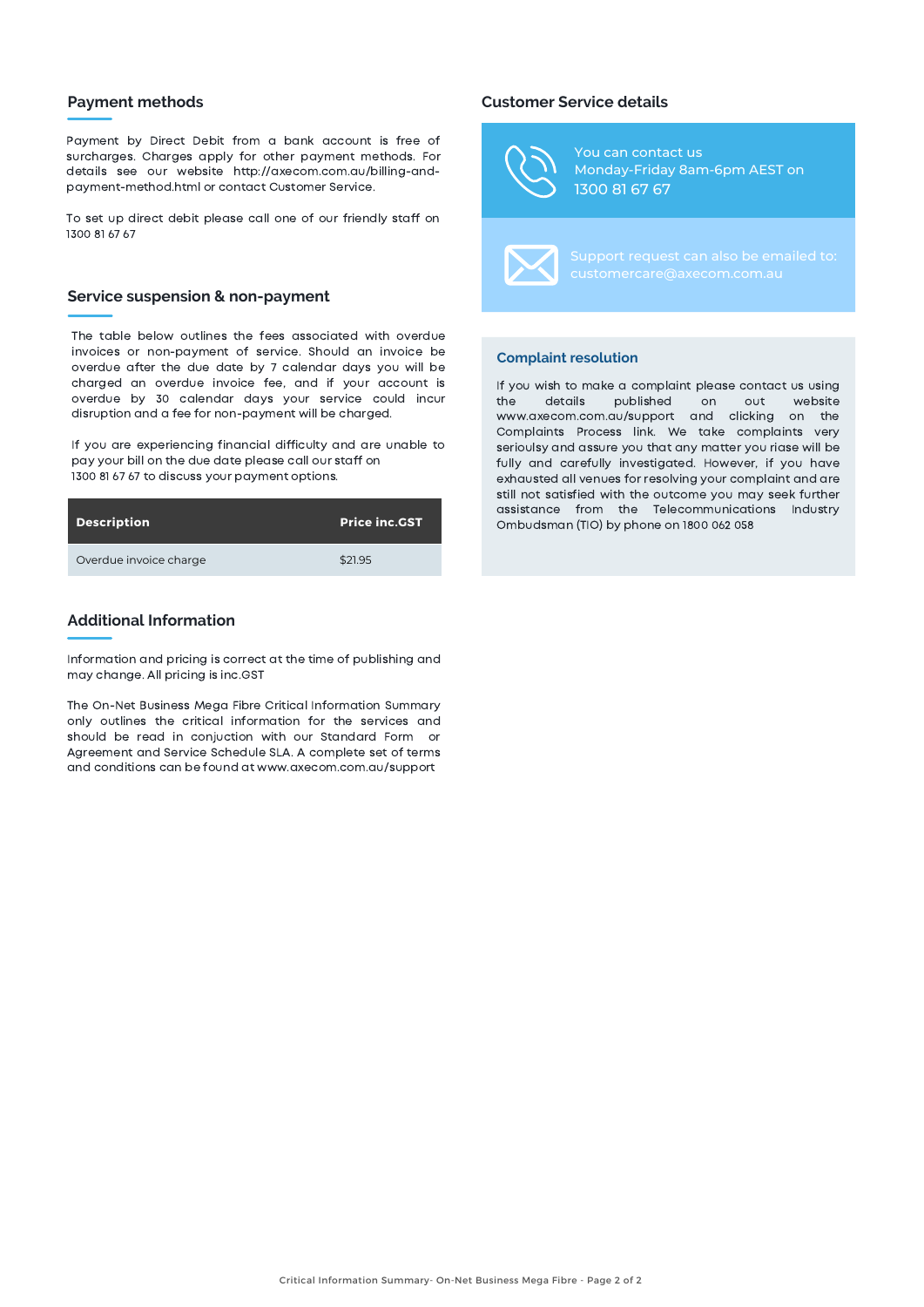## Payment methods

Payment by Direct Debit from a bank account is free of surcharges. Charges apply for other payment methods. For details see our website http://axecom.com.au/billing-and-payment-method.html or contact Customer Service.

To set up direct debit please call one of our friendly staff on 1300 81 67 67

## Service suspension & non-payment

The table below outlines the fees associated with overdue invoices or non-payment of service. Should an invoice be overdue after the due date by 7 calendar days you will be charged an overdue invoice fee, and if your account is overdue by 30 calendar days your service could incur disruption and a fee for non-payment will be charged.

If you are experiencing financial difficulty and are unable to pay your bill on the due date please call our staff on 1300 81 67 67 to discuss your payment options.

| Description | Price inc.GST |
|---|---|
| Overdue invoice charge | $21.95 |

## Additional Information

Information and pricing is correct at the time of publishing and may change. All pricing is inc.GST

The On-Net Business Mega Fibre Critical Information Summary only outlines the critical information for the services and should be read in conjuction with our Standard Form or Agreement and Service Schedule SLA. A complete set of terms and conditions can be found at www.axecom.com.au/support

## Customer Service details

You can contact us
Monday-Friday 8am-6pm AEST on
1300 81 67 67

Support request can also be emailed to:
customercare@axecom.com.au

### Complaint resolution

If you wish to make a complaint please contact us using the details published on out website www.axecom.com.au/support and clicking on the Complaints Process link. We take complaints very seriouslsy and assure you that any matter you riase will be fully and carefully investigated. However, if you have exhausted all venues for resolving your complaint and are still not satisfied with the outcome you may seek further assistance from the Telecommunications Industry Ombudsman (TIO) by phone on 1800 062 058